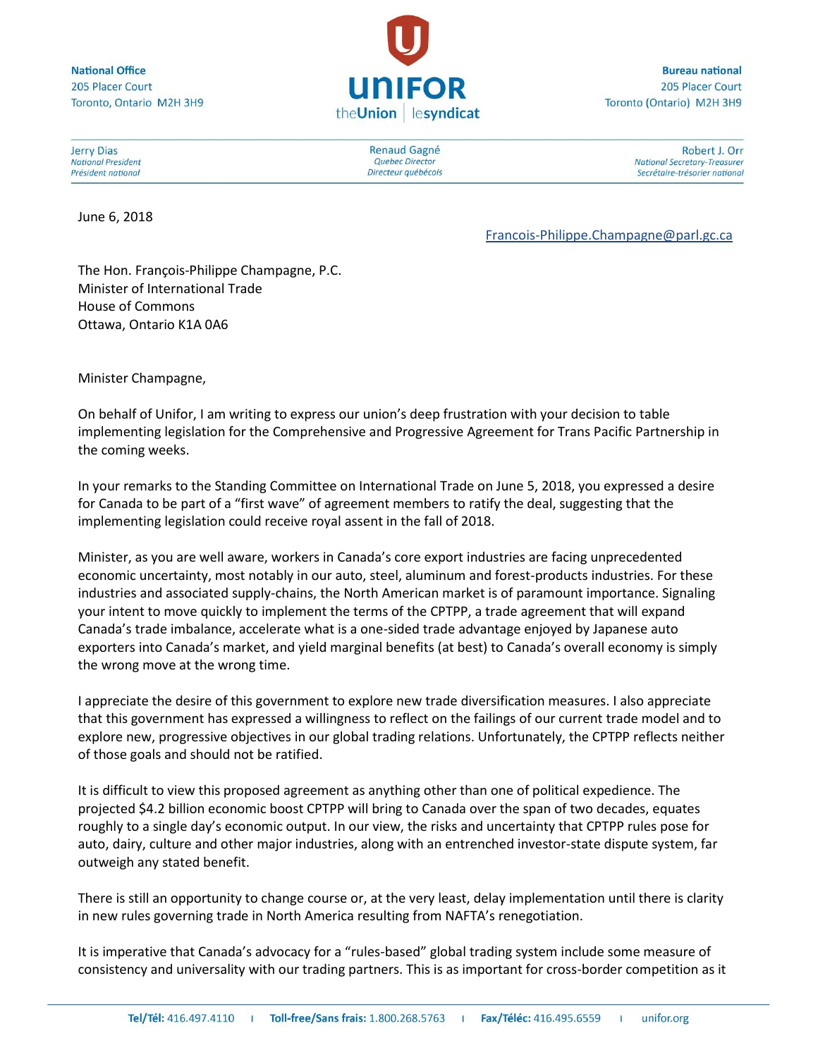National Office
205 Placer Court
Toronto, Ontario M2H 3H9

UNIFOR
theUnion | lesyndicat

Bureau national
205 Placer Court
Toronto (Ontario) M2H 3H9

Jerry Dias
*National President*
*Président national*

Renaud Gagné
*Quebec Director*
*Directeur québécois*

Robert J. Orr
*National Secretary-Treasurer*
*Secrétaire-trésorier national*

June 6, 2018

Francois-Philippe.Champagne@parl.gc.ca

The Hon. François-Philippe Champagne, P.C.
Minister of International Trade
House of Commons
Ottawa, Ontario K1A 0A6

Minister Champagne,

On behalf of Unifor, I am writing to express our union's deep frustration with your decision to table implementing legislation for the Comprehensive and Progressive Agreement for Trans Pacific Partnership in the coming weeks.

In your remarks to the Standing Committee on International Trade on June 5, 2018, you expressed a desire for Canada to be part of a "first wave" of agreement members to ratify the deal, suggesting that the implementing legislation could receive royal assent in the fall of 2018.

Minister, as you are well aware, workers in Canada's core export industries are facing unprecedented economic uncertainty, most notably in our auto, steel, aluminum and forest-products industries. For these industries and associated supply-chains, the North American market is of paramount importance. Signaling your intent to move quickly to implement the terms of the CPTPP, a trade agreement that will expand Canada's trade imbalance, accelerate what is a one-sided trade advantage enjoyed by Japanese auto exporters into Canada's market, and yield marginal benefits (at best) to Canada's overall economy is simply the wrong move at the wrong time.

I appreciate the desire of this government to explore new trade diversification measures. I also appreciate that this government has expressed a willingness to reflect on the failings of our current trade model and to explore new, progressive objectives in our global trading relations. Unfortunately, the CPTPP reflects neither of those goals and should not be ratified.

It is difficult to view this proposed agreement as anything other than one of political expedience. The projected $4.2 billion economic boost CPTPP will bring to Canada over the span of two decades, equates roughly to a single day's economic output. In our view, the risks and uncertainty that CPTPP rules pose for auto, dairy, culture and other major industries, along with an entrenched investor-state dispute system, far outweigh any stated benefit.

There is still an opportunity to change course or, at the very least, delay implementation until there is clarity in new rules governing trade in North America resulting from NAFTA's renegotiation.

It is imperative that Canada's advocacy for a "rules-based" global trading system include some measure of consistency and universality with our trading partners. This is as important for cross-border competition as it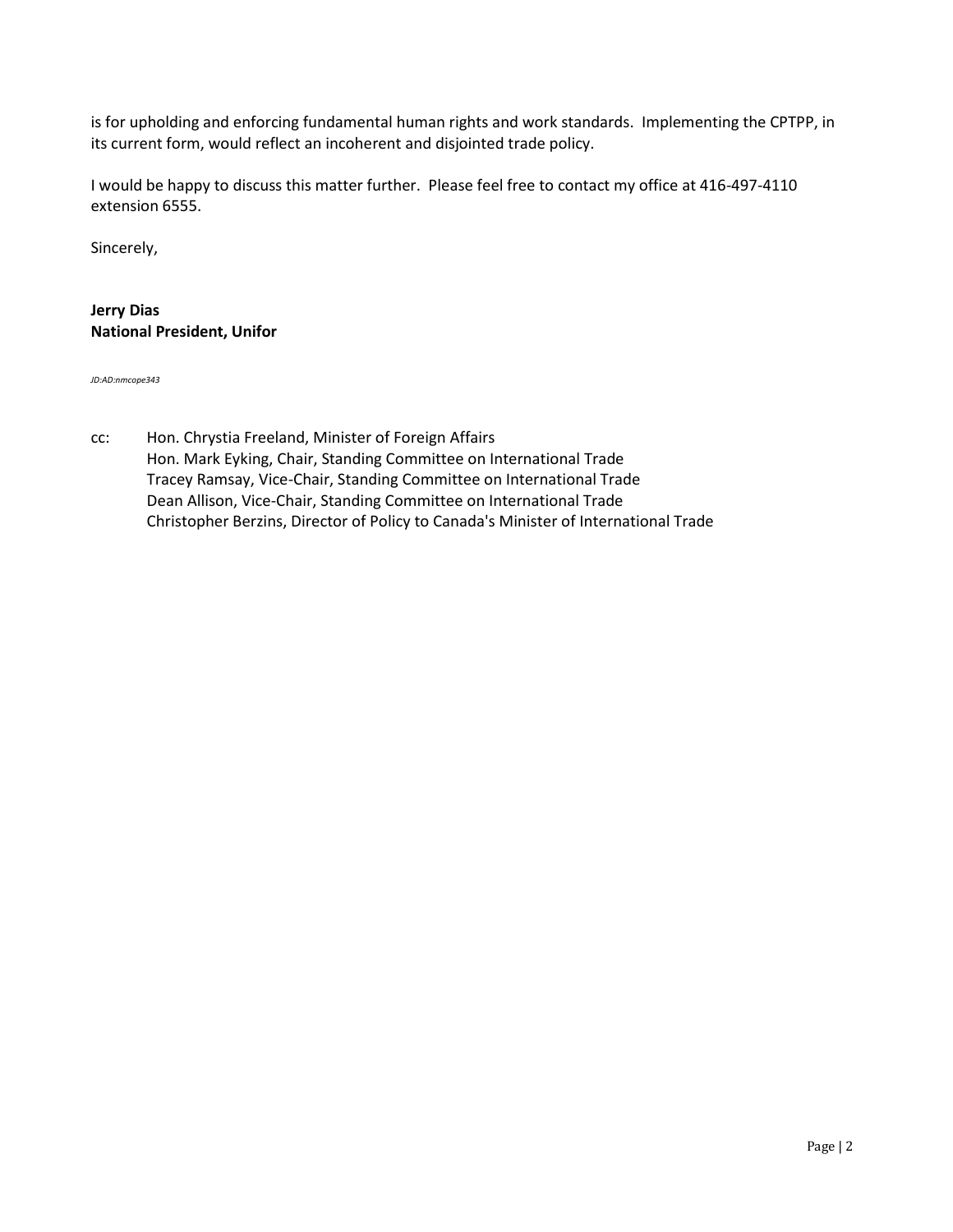is for upholding and enforcing fundamental human rights and work standards. Implementing the CPTPP, in its current form, would reflect an incoherent and disjointed trade policy.

I would be happy to discuss this matter further. Please feel free to contact my office at 416-497-4110 extension 6555.

Sincerely,

**Jerry Dias**
**National President, Unifor**

*JD:AD:nmcope343*

cc: Hon. Chrystia Freeland, Minister of Foreign Affairs
Hon. Mark Eyking, Chair, Standing Committee on International Trade
Tracey Ramsay, Vice-Chair, Standing Committee on International Trade
Dean Allison, Vice-Chair, Standing Committee on International Trade
Christopher Berzins, Director of Policy to Canada's Minister of International Trade